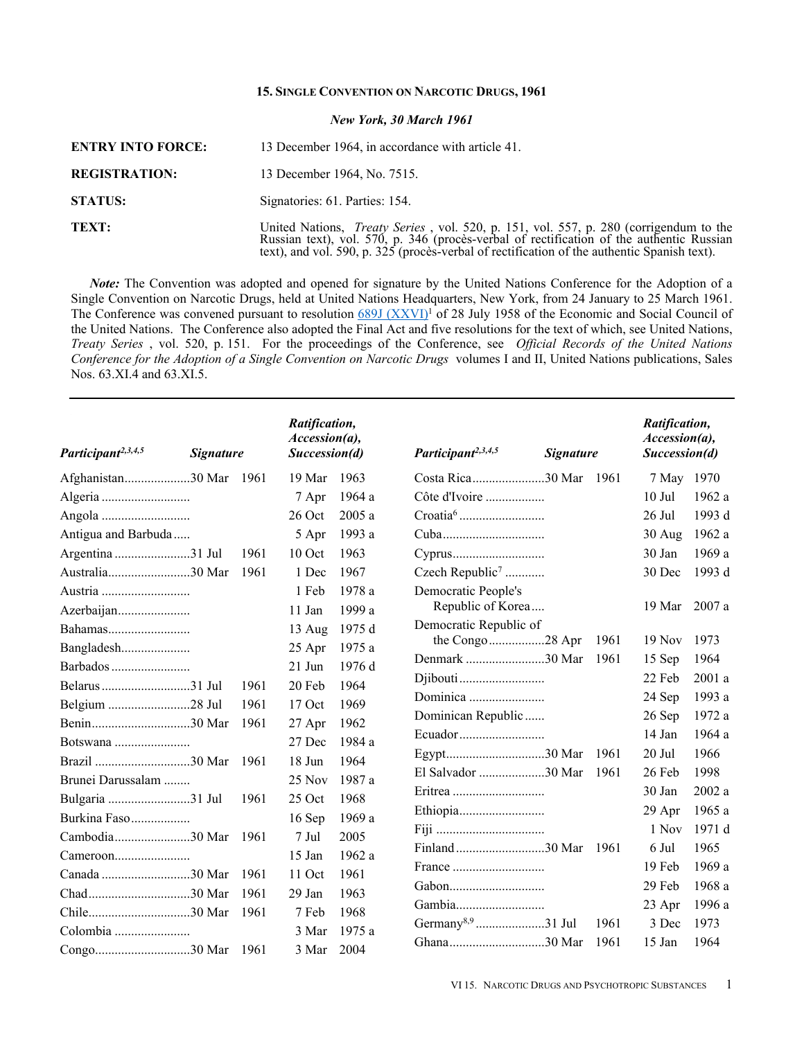## 15. Single Convention on Narcotic Drugs, 1961

*New York, 30 March 1961*

**ENTRY INTO FORCE:** 13 December 1964, in accordance with article 41.

**REGISTRATION:** 13 December 1964, No. 7515.

**STATUS:** Signatories: 61. Parties: 154.

**TEXT:** United Nations, *Treaty Series* , vol. 520, p. 151, vol. 557, p. 280 (corrigendum to the Russian text), vol. 570, p. 346 (procès-verbal of rectification of the authentic Russian text), and vol. 590, p. 325 (procès-verbal of rectification of the authentic Spanish text).

***Note:*** The Convention was adopted and opened for signature by the United Nations Conference for the Adoption of a Single Convention on Narcotic Drugs, held at United Nations Headquarters, New York, from 24 January to 25 March 1961. The Conference was convened pursuant to resolution 689J (XXVI)[1] of 28 July 1958 of the Economic and Social Council of the United Nations. The Conference also adopted the Final Act and five resolutions for the text of which, see United Nations, *Treaty Series* , vol. 520, p. 151. For the proceedings of the Conference, see *Official Records of the United Nations Conference for the Adoption of a Single Convention on Narcotic Drugs* volumes I and II, United Nations publications, Sales Nos. 63.XI.4 and 63.XI.5.

| Participant[2,3,4,5] | Signature | Ratification, Accession(a), Succession(d) |
|---|---|---|
| Afghanistan | 30 Mar 1961 | 19 Mar 1963 |
| Algeria | | 7 Apr 1964 a |
| Angola | | 26 Oct 2005 a |
| Antigua and Barbuda | | 5 Apr 1993 a |
| Argentina | 31 Jul 1961 | 10 Oct 1963 |
| Australia | 30 Mar 1961 | 1 Dec 1967 |
| Austria | | 1 Feb 1978 a |
| Azerbaijan | | 11 Jan 1999 a |
| Bahamas | | 13 Aug 1975 d |
| Bangladesh | | 25 Apr 1975 a |
| Barbados | | 21 Jun 1976 d |
| Belarus | 31 Jul 1961 | 20 Feb 1964 |
| Belgium | 28 Jul 1961 | 17 Oct 1969 |
| Benin | 30 Mar 1961 | 27 Apr 1962 |
| Botswana | | 27 Dec 1984 a |
| Brazil | 30 Mar 1961 | 18 Jun 1964 |
| Brunei Darussalam | | 25 Nov 1987 a |
| Bulgaria | 31 Jul 1961 | 25 Oct 1968 |
| Burkina Faso | | 16 Sep 1969 a |
| Cambodia | 30 Mar 1961 | 7 Jul 2005 |
| Cameroon | | 15 Jan 1962 a |
| Canada | 30 Mar 1961 | 11 Oct 1961 |
| Chad | 30 Mar 1961 | 29 Jan 1963 |
| Chile | 30 Mar 1961 | 7 Feb 1968 |
| Colombia | | 3 Mar 1975 a |
| Congo | 30 Mar 1961 | 3 Mar 2004 |
| Costa Rica | 30 Mar 1961 | 7 May 1970 |
| Côte d'Ivoire | | 10 Jul 1962 a |
| Croatia[6] | | 26 Jul 1993 d |
| Cuba | | 30 Aug 1962 a |
| Cyprus | | 30 Jan 1969 a |
| Czech Republic[7] | | 30 Dec 1993 d |
| Democratic People's Republic of Korea | | 19 Mar 2007 a |
| Democratic Republic of the Congo | 28 Apr 1961 | 19 Nov 1973 |
| Denmark | 30 Mar 1961 | 15 Sep 1964 |
| Djibouti | | 22 Feb 2001 a |
| Dominica | | 24 Sep 1993 a |
| Dominican Republic | | 26 Sep 1972 a |
| Ecuador | | 14 Jan 1964 a |
| Egypt | 30 Mar 1961 | 20 Jul 1966 |
| El Salvador | 30 Mar 1961 | 26 Feb 1998 |
| Eritrea | | 30 Jan 2002 a |
| Ethiopia | | 29 Apr 1965 a |
| Fiji | | 1 Nov 1971 d |
| Finland | 30 Mar 1961 | 6 Jul 1965 |
| France | | 19 Feb 1969 a |
| Gabon | | 29 Feb 1968 a |
| Gambia | | 23 Apr 1996 a |
| Germany[8,9] | 31 Jul 1961 | 3 Dec 1973 |
| Ghana | 30 Mar 1961 | 15 Jan 1964 |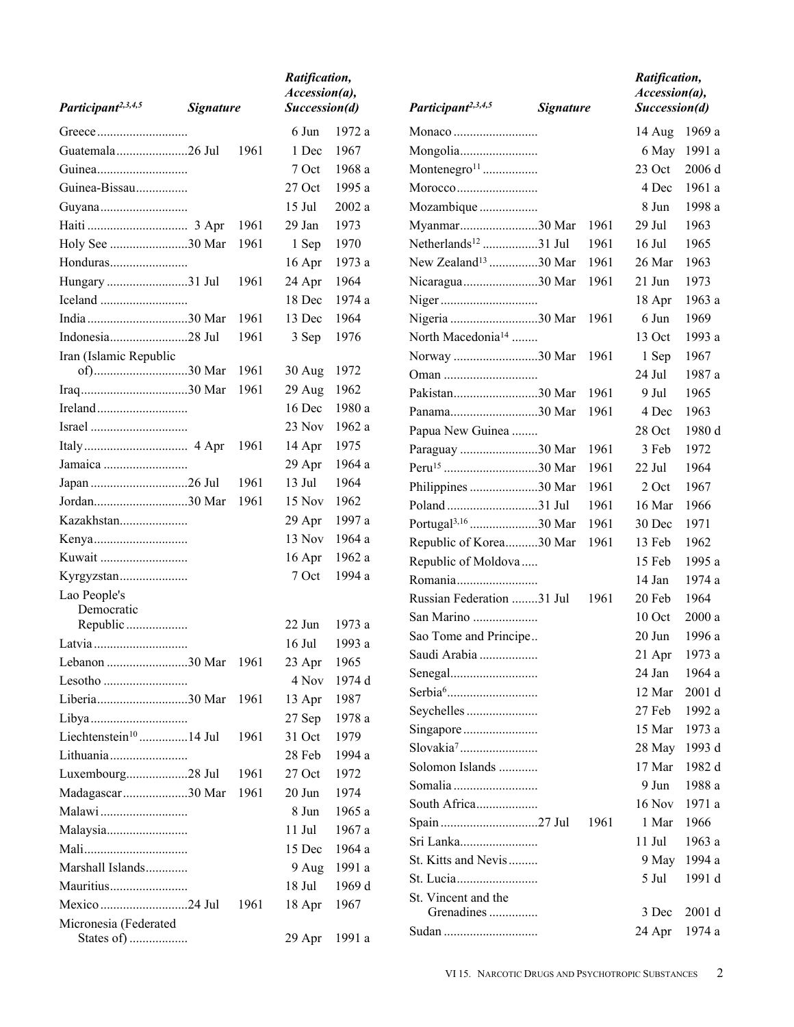| Participant[2,3,4,5] | Signature | Ratification, Accession(a), Succession(d) |
|---|---|---|
| Greece | | 6 Jun 1972 a |
| Guatemala | 26 Jul 1961 | 1 Dec 1967 |
| Guinea | | 7 Oct 1968 a |
| Guinea-Bissau | | 27 Oct 1995 a |
| Guyana | | 15 Jul 2002 a |
| Haiti | 3 Apr 1961 | 29 Jan 1973 |
| Holy See | 30 Mar 1961 | 1 Sep 1970 |
| Honduras | | 16 Apr 1973 a |
| Hungary | 31 Jul 1961 | 24 Apr 1964 |
| Iceland | | 18 Dec 1974 a |
| India | 30 Mar 1961 | 13 Dec 1964 |
| Indonesia | 28 Jul 1961 | 3 Sep 1976 |
| Iran (Islamic Republic of) | 30 Mar 1961 | 30 Aug 1972 |
| Iraq | 30 Mar 1961 | 29 Aug 1962 |
| Ireland | | 16 Dec 1980 a |
| Israel | | 23 Nov 1962 a |
| Italy | 4 Apr 1961 | 14 Apr 1975 |
| Jamaica | | 29 Apr 1964 a |
| Japan | 26 Jul 1961 | 13 Jul 1964 |
| Jordan | 30 Mar 1961 | 15 Nov 1962 |
| Kazakhstan | | 29 Apr 1997 a |
| Kenya | | 13 Nov 1964 a |
| Kuwait | | 16 Apr 1962 a |
| Kyrgyzstan | | 7 Oct 1994 a |
| Lao People's Democratic Republic | | 22 Jun 1973 a |
| Latvia | | 16 Jul 1993 a |
| Lebanon | 30 Mar 1961 | 23 Apr 1965 |
| Lesotho | | 4 Nov 1974 d |
| Liberia | 30 Mar 1961 | 13 Apr 1987 |
| Libya | | 27 Sep 1978 a |
| Liechtenstein[10] | 14 Jul 1961 | 31 Oct 1979 |
| Lithuania | | 28 Feb 1994 a |
| Luxembourg | 28 Jul 1961 | 27 Oct 1972 |
| Madagascar | 30 Mar 1961 | 20 Jun 1974 |
| Malawi | | 8 Jun 1965 a |
| Malaysia | | 11 Jul 1967 a |
| Mali | | 15 Dec 1964 a |
| Marshall Islands | | 9 Aug 1991 a |
| Mauritius | | 18 Jul 1969 d |
| Mexico | 24 Jul 1961 | 18 Apr 1967 |
| Micronesia (Federated States of) | | 29 Apr 1991 a |
| Monaco | | 14 Aug 1969 a |
| Mongolia | | 6 May 1991 a |
| Montenegro[11] | | 23 Oct 2006 d |
| Morocco | | 4 Dec 1961 a |
| Mozambique | | 8 Jun 1998 a |
| Myanmar | 30 Mar 1961 | 29 Jul 1963 |
| Netherlands[12] | 31 Jul 1961 | 16 Jul 1965 |
| New Zealand[13] | 30 Mar 1961 | 26 Mar 1963 |
| Nicaragua | 30 Mar 1961 | 21 Jun 1973 |
| Niger | | 18 Apr 1963 a |
| Nigeria | 30 Mar 1961 | 6 Jun 1969 |
| North Macedonia[14] | | 13 Oct 1993 a |
| Norway | 30 Mar 1961 | 1 Sep 1967 |
| Oman | | 24 Jul 1987 a |
| Pakistan | 30 Mar 1961 | 9 Jul 1965 |
| Panama | 30 Mar 1961 | 4 Dec 1963 |
| Papua New Guinea | | 28 Oct 1980 d |
| Paraguay | 30 Mar 1961 | 3 Feb 1972 |
| Peru[15] | 30 Mar 1961 | 22 Jul 1964 |
| Philippines | 30 Mar 1961 | 2 Oct 1967 |
| Poland | 31 Jul 1961 | 16 Mar 1966 |
| Portugal[3,16] | 30 Mar 1961 | 30 Dec 1971 |
| Republic of Korea | 30 Mar 1961 | 13 Feb 1962 |
| Republic of Moldova | | 15 Feb 1995 a |
| Romania | | 14 Jan 1974 a |
| Russian Federation | 31 Jul 1961 | 20 Feb 1964 |
| San Marino | | 10 Oct 2000 a |
| Sao Tome and Principe | | 20 Jun 1996 a |
| Saudi Arabia | | 21 Apr 1973 a |
| Senegal | | 24 Jan 1964 a |
| Serbia[6] | | 12 Mar 2001 d |
| Seychelles | | 27 Feb 1992 a |
| Singapore | | 15 Mar 1973 a |
| Slovakia[7] | | 28 May 1993 d |
| Solomon Islands | | 17 Mar 1982 d |
| Somalia | | 9 Jun 1988 a |
| South Africa | | 16 Nov 1971 a |
| Spain | 27 Jul 1961 | 1 Mar 1966 |
| Sri Lanka | | 11 Jul 1963 a |
| St. Kitts and Nevis | | 9 May 1994 a |
| St. Lucia | | 5 Jul 1991 d |
| St. Vincent and the Grenadines | | 3 Dec 2001 d |
| Sudan | | 24 Apr 1974 a |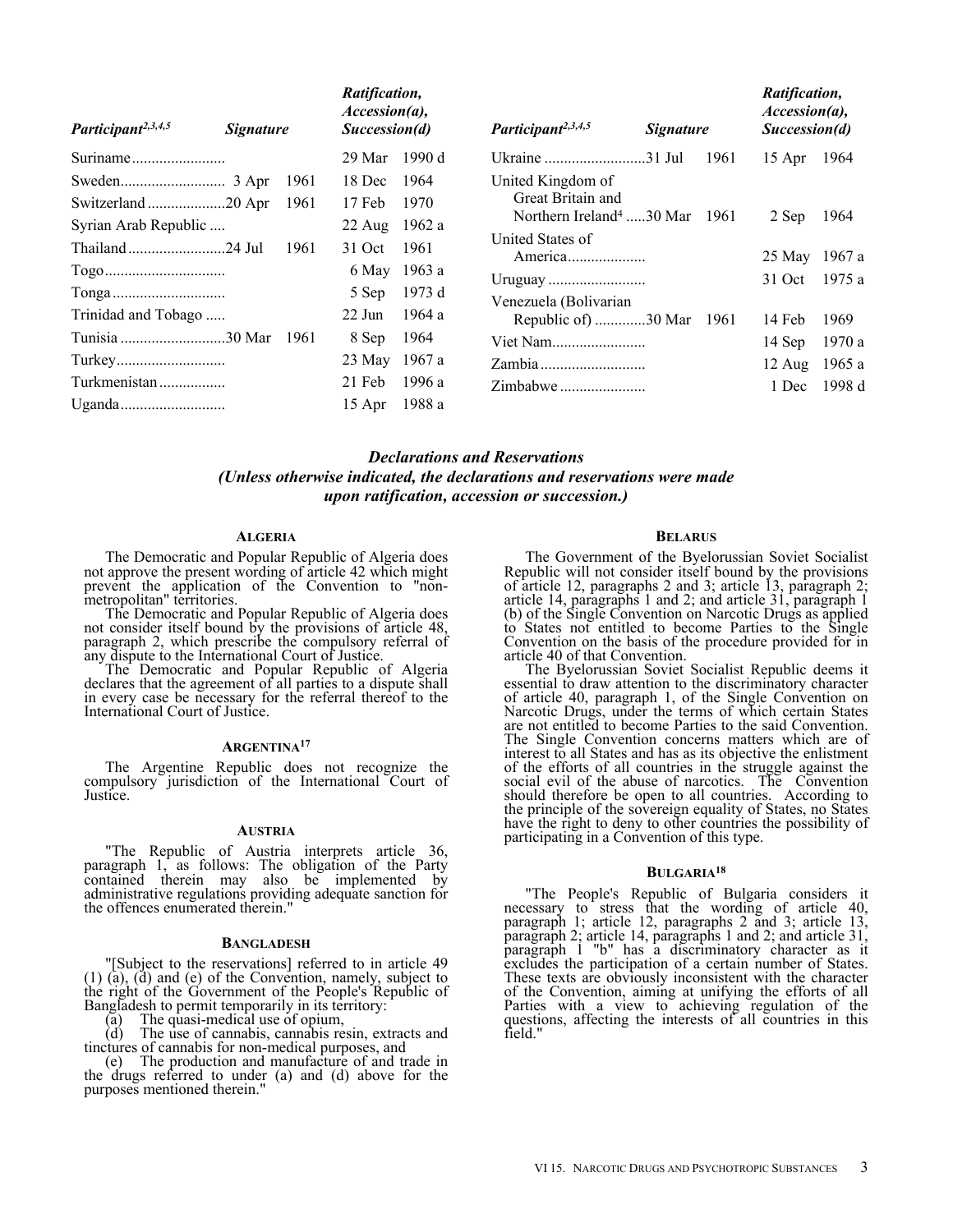| Participant[2,3,4,5] | Signature | | Ratification, Accession(a), Succession(d) | |
|---|---|---|---|---|
| Suriname | | | 29 Mar | 1990 d |
| Sweden | 3 Apr | 1961 | 18 Dec | 1964 |
| Switzerland | 20 Apr | 1961 | 17 Feb | 1970 |
| Syrian Arab Republic | | | 22 Aug | 1962 a |
| Thailand | 24 Jul | 1961 | 31 Oct | 1961 |
| Togo | | | 6 May | 1963 a |
| Tonga | | | 5 Sep | 1973 d |
| Trinidad and Tobago | | | 22 Jun | 1964 a |
| Tunisia | 30 Mar | 1961 | 8 Sep | 1964 |
| Turkey | | | 23 May | 1967 a |
| Turkmenistan | | | 21 Feb | 1996 a |
| Uganda | | | 15 Apr | 1988 a |
| Ukraine | 31 Jul | 1961 | 15 Apr | 1964 |
| United Kingdom of Great Britain and Northern Ireland[4] | 30 Mar | 1961 | 2 Sep | 1964 |
| United States of America | | | 25 May | 1967 a |
| Uruguay | | | 31 Oct | 1975 a |
| Venezuela (Bolivarian Republic of) | 30 Mar | 1961 | 14 Feb | 1969 |
| Viet Nam | | | 14 Sep | 1970 a |
| Zambia | | | 12 Aug | 1965 a |
| Zimbabwe | | | 1 Dec | 1998 d |

## *Declarations and Reservations*
### *(Unless otherwise indicated, the declarations and reservations were made upon ratification, accession or succession.)*

#### Algeria

The Democratic and Popular Republic of Algeria does not approve the present wording of article 42 which might prevent the application of the Convention to "non-metropolitan" territories.

The Democratic and Popular Republic of Algeria does not consider itself bound by the provisions of article 48, paragraph 2, which prescribe the compulsory referral of any dispute to the International Court of Justice.

The Democratic and Popular Republic of Algeria declares that the agreement of all parties to a dispute shall in every case be necessary for the referral thereof to the International Court of Justice.

#### Argentina[17]

The Argentine Republic does not recognize the compulsory jurisdiction of the International Court of Justice.

#### Austria

"The Republic of Austria interprets article 36, paragraph 1, as follows: The obligation of the Party contained therein may also be implemented by administrative regulations providing adequate sanction for the offences enumerated therein."

#### Bangladesh

"[Subject to the reservations] referred to in article 49 (1) (a), (d) and (e) of the Convention, namely, subject to the right of the Government of the People's Republic of Bangladesh to permit temporarily in its territory:

(a) The quasi-medical use of opium,

(d) The use of cannabis, cannabis resin, extracts and tinctures of cannabis for non-medical purposes, and

(e) The production and manufacture of and trade in the drugs referred to under (a) and (d) above for the purposes mentioned therein."

#### Belarus

The Government of the Byelorussian Soviet Socialist Republic will not consider itself bound by the provisions of article 12, paragraphs 2 and 3; article 13, paragraph 2; article 14, paragraphs 1 and 2; and article 31, paragraph 1 (b) of the Single Convention on Narcotic Drugs as applied to States not entitled to become Parties to the Single Convention on the basis of the procedure provided for in article 40 of that Convention.

The Byelorussian Soviet Socialist Republic deems it essential to draw attention to the discriminatory character of article 40, paragraph 1, of the Single Convention on Narcotic Drugs, under the terms of which certain States are not entitled to become Parties to the said Convention. The Single Convention concerns matters which are of interest to all States and has as its objective the enlistment of the efforts of all countries in the struggle against the social evil of the abuse of narcotics. The Convention should therefore be open to all countries. According to the principle of the sovereign equality of States, no States have the right to deny to other countries the possibility of participating in a Convention of this type.

#### Bulgaria[18]

"The People's Republic of Bulgaria considers it necessary to stress that the wording of article 40, paragraph 1; article 12, paragraphs 2 and 3; article 13, paragraph 2; article 14, paragraphs 1 and 2; and article 31, paragraph 1 "b" has a discriminatory character as it excludes the participation of a certain number of States. These texts are obviously inconsistent with the character of the Convention, aiming at unifying the efforts of all Parties with a view to achieving regulation of the questions, affecting the interests of all countries in this field."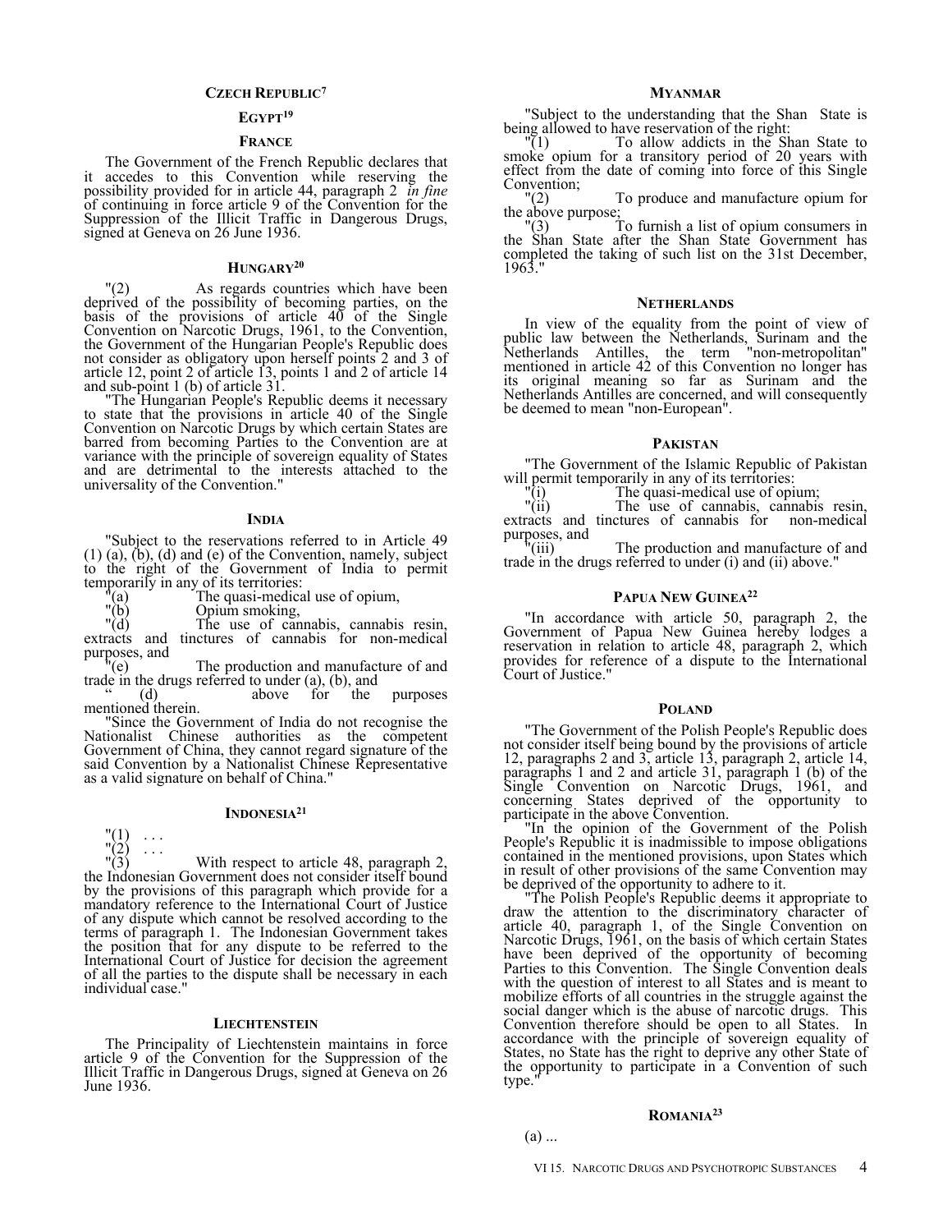### CZECH REPUBLIC[7]

### EGYPT[19]

### FRANCE

The Government of the French Republic declares that it accedes to this Convention while reserving the possibility provided for in article 44, paragraph 2 *in fine* of continuing in force article 9 of the Convention for the Suppression of the Illicit Traffic in Dangerous Drugs, signed at Geneva on 26 June 1936.

### HUNGARY[20]

"(2) As regards countries which have been deprived of the possibility of becoming parties, on the basis of the provisions of article 40 of the Single Convention on Narcotic Drugs, 1961, to the Convention, the Government of the Hungarian People's Republic does not consider as obligatory upon herself points 2 and 3 of article 12, point 2 of article 13, points 1 and 2 of article 14 and sub-point 1 (b) of article 31.

"The Hungarian People's Republic deems it necessary to state that the provisions in article 40 of the Single Convention on Narcotic Drugs by which certain States are barred from becoming Parties to the Convention are at variance with the principle of sovereign equality of States and are detrimental to the interests attached to the universality of the Convention."

### INDIA

"Subject to the reservations referred to in Article 49 (1) (a), (b), (d) and (e) of the Convention, namely, subject to the right of the Government of India to permit temporarily in any of its territories:

"(a) The quasi-medical use of opium,

"(b) Opium smoking,

"(d) The use of cannabis, cannabis resin, extracts and tinctures of cannabis for non-medical purposes, and

"(e) The production and manufacture of and trade in the drugs referred to under (a), (b), and

" (d) above for the purposes mentioned therein.

"Since the Government of India do not recognise the Nationalist Chinese authorities as the competent Government of China, they cannot regard signature of the said Convention by a Nationalist Chinese Representative as a valid signature on behalf of China."

### INDONESIA[21]

"(1) . . .

"(2) . . .

"(3) With respect to article 48, paragraph 2, the Indonesian Government does not consider itself bound by the provisions of this paragraph which provide for a mandatory reference to the International Court of Justice of any dispute which cannot be resolved according to the terms of paragraph 1. The Indonesian Government takes the position that for any dispute to be referred to the International Court of Justice for decision the agreement of all the parties to the dispute shall be necessary in each individual case."

### LIECHTENSTEIN

The Principality of Liechtenstein maintains in force article 9 of the Convention for the Suppression of the Illicit Traffic in Dangerous Drugs, signed at Geneva on 26 June 1936.

### MYANMAR

"Subject to the understanding that the Shan State is being allowed to have reservation of the right:

"(1) To allow addicts in the Shan State to smoke opium for a transitory period of 20 years with effect from the date of coming into force of this Single Convention;

"(2) To produce and manufacture opium for the above purpose;

"(3) To furnish a list of opium consumers in the Shan State after the Shan State Government has completed the taking of such list on the 31st December, 1963."

### NETHERLANDS

In view of the equality from the point of view of public law between the Netherlands, Surinam and the Netherlands Antilles, the term "non-metropolitan" mentioned in article 42 of this Convention no longer has its original meaning so far as Surinam and the Netherlands Antilles are concerned, and will consequently be deemed to mean "non-European".

### PAKISTAN

"The Government of the Islamic Republic of Pakistan will permit temporarily in any of its territories:

"(i) The quasi-medical use of opium;

"(ii) The use of cannabis, cannabis resin, extracts and tinctures of cannabis for non-medical purposes, and

"(iii) The production and manufacture of and trade in the drugs referred to under (i) and (ii) above."

### PAPUA NEW GUINEA[22]

"In accordance with article 50, paragraph 2, the Government of Papua New Guinea hereby lodges a reservation in relation to article 48, paragraph 2, which provides for reference of a dispute to the International Court of Justice."

### POLAND

"The Government of the Polish People's Republic does not consider itself being bound by the provisions of article 12, paragraphs 2 and 3, article 13, paragraph 2, article 14, paragraphs 1 and 2 and article 31, paragraph 1 (b) of the Single Convention on Narcotic Drugs, 1961, and concerning States deprived of the opportunity to participate in the above Convention.

"In the opinion of the Government of the Polish People's Republic it is inadmissible to impose obligations contained in the mentioned provisions, upon States which in result of other provisions of the same Convention may be deprived of the opportunity to adhere to it.

"The Polish People's Republic deems it appropriate to draw the attention to the discriminatory character of article 40, paragraph 1, of the Single Convention on Narcotic Drugs, 1961, on the basis of which certain States have been deprived of the opportunity of becoming Parties to this Convention. The Single Convention deals with the question of interest to all States and is meant to mobilize efforts of all countries in the struggle against the social danger which is the abuse of narcotic drugs. This Convention therefore should be open to all States. In accordance with the principle of sovereign equality of States, no State has the right to deprive any other State of the opportunity to participate in a Convention of such type."

### ROMANIA[23]

(a) ...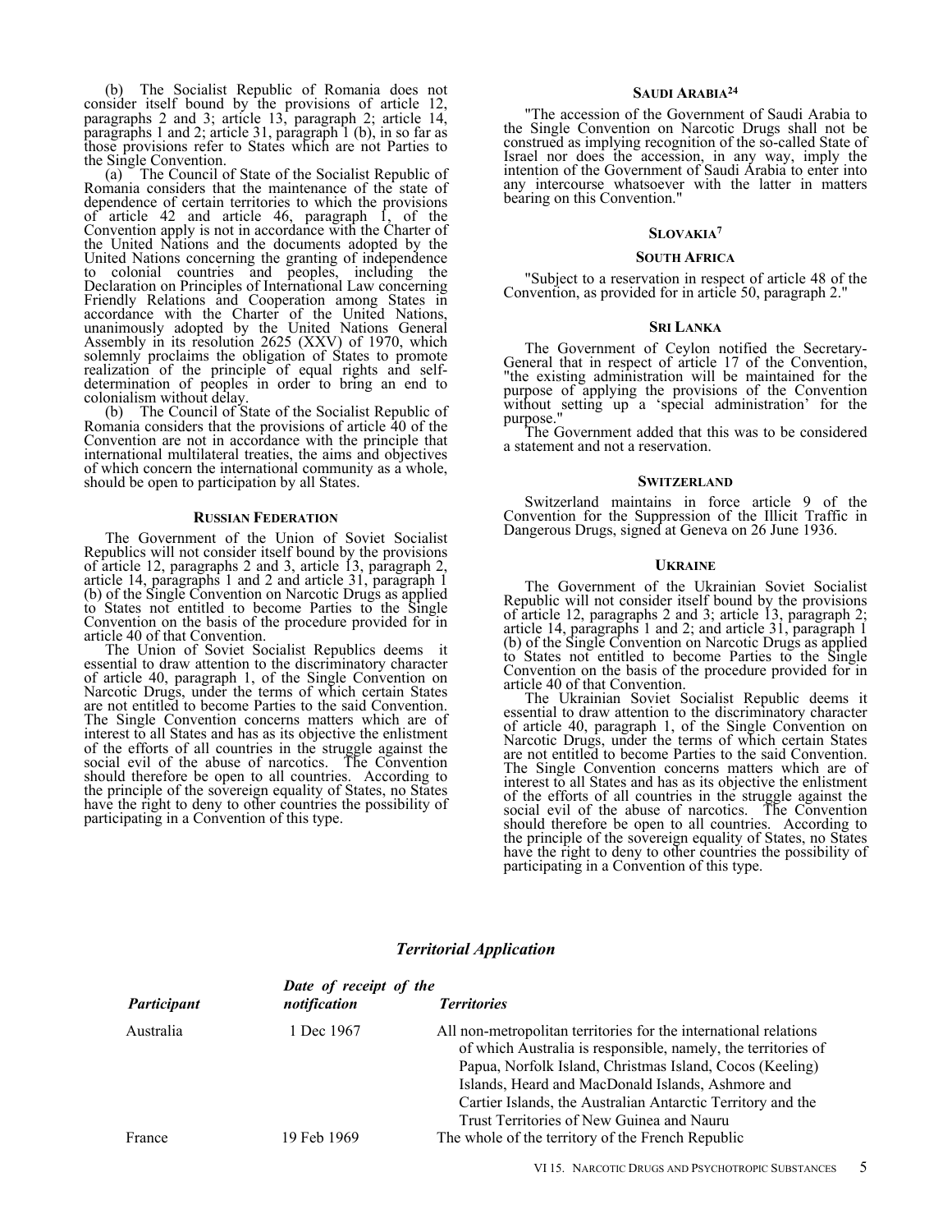(b) The Socialist Republic of Romania does not consider itself bound by the provisions of article 12, paragraphs 2 and 3; article 13, paragraph 2; article 14, paragraphs 1 and 2; article 31, paragraph 1 (b), in so far as those provisions refer to States which are not Parties to the Single Convention.

(a) The Council of State of the Socialist Republic of Romania considers that the maintenance of the state of dependence of certain territories to which the provisions of article 42 and article 46, paragraph 1, of the Convention apply is not in accordance with the Charter of the United Nations and the documents adopted by the United Nations concerning the granting of independence to colonial countries and peoples, including the Declaration on Principles of International Law concerning Friendly Relations and Cooperation among States in accordance with the Charter of the United Nations, unanimously adopted by the United Nations General Assembly in its resolution 2625 (XXV) of 1970, which solemnly proclaims the obligation of States to promote realization of the principle of equal rights and self-determination of peoples in order to bring an end to colonialism without delay.

(b) The Council of State of the Socialist Republic of Romania considers that the provisions of article 40 of the Convention are not in accordance with the principle that international multilateral treaties, the aims and objectives of which concern the international community as a whole, should be open to participation by all States.

### Russian Federation

The Government of the Union of Soviet Socialist Republics will not consider itself bound by the provisions of article 12, paragraphs 2 and 3, article 13, paragraph 2, article 14, paragraphs 1 and 2 and article 31, paragraph 1 (b) of the Single Convention on Narcotic Drugs as applied to States not entitled to become Parties to the Single Convention on the basis of the procedure provided for in article 40 of that Convention.

The Union of Soviet Socialist Republics deems it essential to draw attention to the discriminatory character of article 40, paragraph 1, of the Single Convention on Narcotic Drugs, under the terms of which certain States are not entitled to become Parties to the said Convention. The Single Convention concerns matters which are of interest to all States and has as its objective the enlistment of the efforts of all countries in the struggle against the social evil of the abuse of narcotics. The Convention should therefore be open to all countries. According to the principle of the sovereign equality of States, no States have the right to deny to other countries the possibility of participating in a Convention of this type.

### Saudi Arabia[24]

"The accession of the Government of Saudi Arabia to the Single Convention on Narcotic Drugs shall not be construed as implying recognition of the so-called State of Israel nor does the accession, in any way, imply the intention of the Government of Saudi Arabia to enter into any intercourse whatsoever with the latter in matters bearing on this Convention."

### Slovakia[7]

### South Africa

"Subject to a reservation in respect of article 48 of the Convention, as provided for in article 50, paragraph 2."

### Sri Lanka

The Government of Ceylon notified the Secretary-General that in respect of article 17 of the Convention, "the existing administration will be maintained for the purpose of applying the provisions of the Convention without setting up a 'special administration' for the purpose."

The Government added that this was to be considered a statement and not a reservation.

### Switzerland

Switzerland maintains in force article 9 of the Convention for the Suppression of the Illicit Traffic in Dangerous Drugs, signed at Geneva on 26 June 1936.

### Ukraine

The Government of the Ukrainian Soviet Socialist Republic will not consider itself bound by the provisions of article 12, paragraphs 2 and 3; article 13, paragraph 2; article 14, paragraphs 1 and 2; and article 31, paragraph 1 (b) of the Single Convention on Narcotic Drugs as applied to States not entitled to become Parties to the Single Convention on the basis of the procedure provided for in article 40 of that Convention.

The Ukrainian Soviet Socialist Republic deems it essential to draw attention to the discriminatory character of article 40, paragraph 1, of the Single Convention on Narcotic Drugs, under the terms of which certain States are not entitled to become Parties to the said Convention. The Single Convention concerns matters which are of interest to all States and has as its objective the enlistment of the efforts of all countries in the struggle against the social evil of the abuse of narcotics. The Convention should therefore be open to all countries. According to the principle of the sovereign equality of States, no States have the right to deny to other countries the possibility of participating in a Convention of this type.

## *Territorial Application*

| *Participant* | *Date of receipt of the notification* | *Territories* |
|---|---|---|
| Australia | 1 Dec 1967 | All non-metropolitan territories for the international relations of which Australia is responsible, namely, the territories of Papua, Norfolk Island, Christmas Island, Cocos (Keeling) Islands, Heard and MacDonald Islands, Ashmore and Cartier Islands, the Australian Antarctic Territory and the Trust Territories of New Guinea and Nauru |
| France | 19 Feb 1969 | The whole of the territory of the French Republic |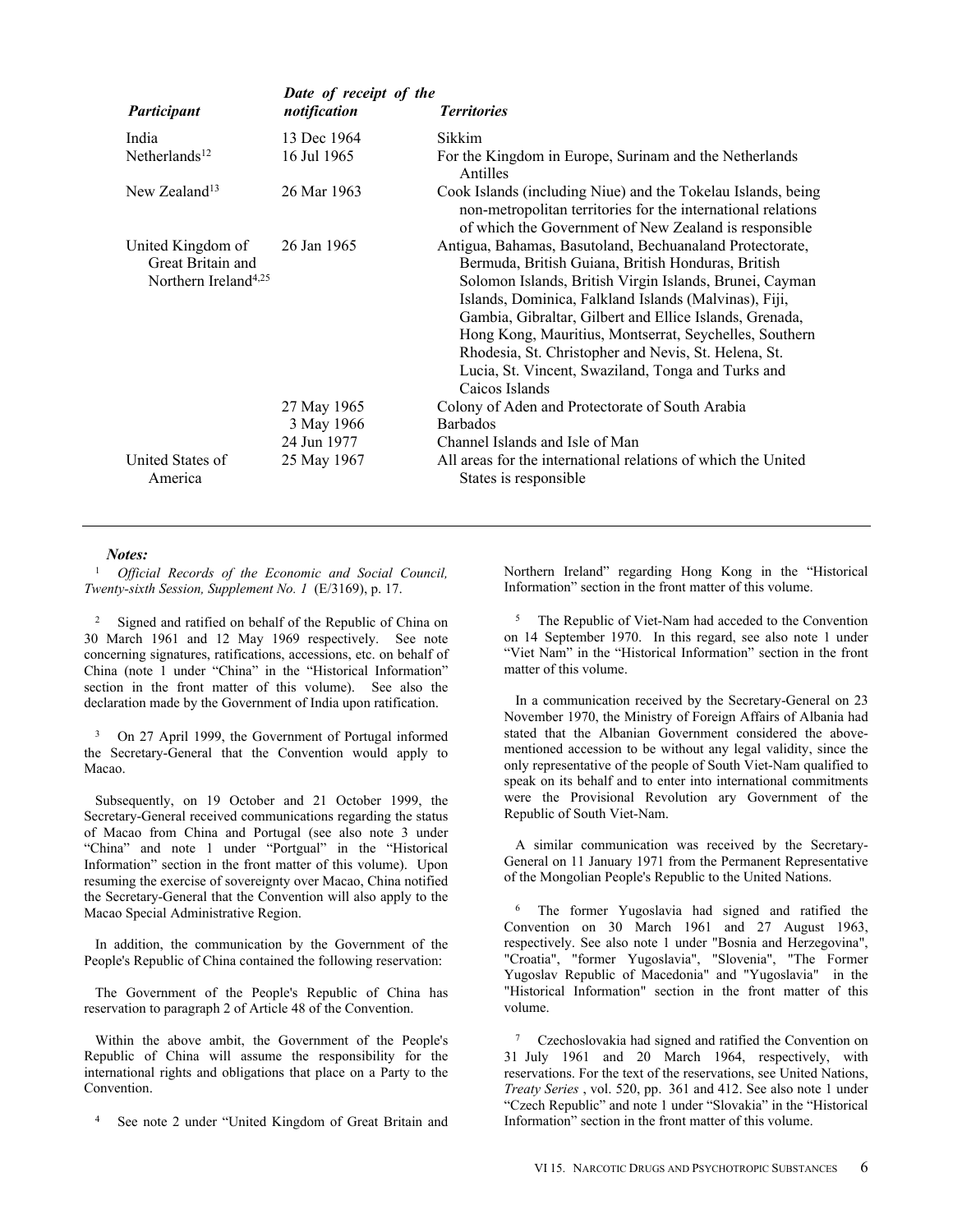| *Participant* | *Date of receipt of the notification* | *Territories* |
|---|---|---|
| India | 13 Dec 1964 | Sikkim |
| Netherlands[12] | 16 Jul 1965 | For the Kingdom in Europe, Surinam and the Netherlands Antilles |
| New Zealand[13] | 26 Mar 1963 | Cook Islands (including Niue) and the Tokelau Islands, being non-metropolitan territories for the international relations of which the Government of New Zealand is responsible |
| United Kingdom of Great Britain and Northern Ireland[4,25] | 26 Jan 1965 | Antigua, Bahamas, Basutoland, Bechuanaland Protectorate, Bermuda, British Guiana, British Honduras, British Solomon Islands, British Virgin Islands, Brunei, Cayman Islands, Dominica, Falkland Islands (Malvinas), Fiji, Gambia, Gibraltar, Gilbert and Ellice Islands, Grenada, Hong Kong, Mauritius, Montserrat, Seychelles, Southern Rhodesia, St. Christopher and Nevis, St. Helena, St. Lucia, St. Vincent, Swaziland, Tonga and Turks and Caicos Islands |
| | 27 May 1965 | Colony of Aden and Protectorate of South Arabia |
| | 3 May 1966 | Barbados |
| | 24 Jun 1977 | Channel Islands and Isle of Man |
| United States of America | 25 May 1967 | All areas for the international relations of which the United States is responsible |

***Notes:***

[1] *Official Records of the Economic and Social Council, Twenty-sixth Session, Supplement No. 1* (E/3169), p. 17.

[2] Signed and ratified on behalf of the Republic of China on 30 March 1961 and 12 May 1969 respectively. See note concerning signatures, ratifications, accessions, etc. on behalf of China (note 1 under "China" in the "Historical Information" section in the front matter of this volume). See also the declaration made by the Government of India upon ratification.

[3] On 27 April 1999, the Government of Portugal informed the Secretary-General that the Convention would apply to Macao.

Subsequently, on 19 October and 21 October 1999, the Secretary-General received communications regarding the status of Macao from China and Portugal (see also note 3 under "China" and note 1 under "Portgual" in the "Historical Information" section in the front matter of this volume). Upon resuming the exercise of sovereignty over Macao, China notified the Secretary-General that the Convention will also apply to the Macao Special Administrative Region.

In addition, the communication by the Government of the People's Republic of China contained the following reservation:

The Government of the People's Republic of China has reservation to paragraph 2 of Article 48 of the Convention.

Within the above ambit, the Government of the People's Republic of China will assume the responsibility for the international rights and obligations that place on a Party to the Convention.

[4] See note 2 under "United Kingdom of Great Britain and Northern Ireland" regarding Hong Kong in the "Historical Information" section in the front matter of this volume.

[5] The Republic of Viet-Nam had acceded to the Convention on 14 September 1970. In this regard, see also note 1 under "Viet Nam" in the "Historical Information" section in the front matter of this volume.

In a communication received by the Secretary-General on 23 November 1970, the Ministry of Foreign Affairs of Albania had stated that the Albanian Government considered the above-mentioned accession to be without any legal validity, since the only representative of the people of South Viet-Nam qualified to speak on its behalf and to enter into international commitments were the Provisional Revolution ary Government of the Republic of South Viet-Nam.

A similar communication was received by the Secretary-General on 11 January 1971 from the Permanent Representative of the Mongolian People's Republic to the United Nations.

[6] The former Yugoslavia had signed and ratified the Convention on 30 March 1961 and 27 August 1963, respectively. See also note 1 under "Bosnia and Herzegovina", "Croatia", "former Yugoslavia", "Slovenia", "The Former Yugoslav Republic of Macedonia" and "Yugoslavia" in the "Historical Information" section in the front matter of this volume.

[7] Czechoslovakia had signed and ratified the Convention on 31 July 1961 and 20 March 1964, respectively, with reservations. For the text of the reservations, see United Nations, *Treaty Series* , vol. 520, pp. 361 and 412. See also note 1 under "Czech Republic" and note 1 under "Slovakia" in the "Historical Information" section in the front matter of this volume.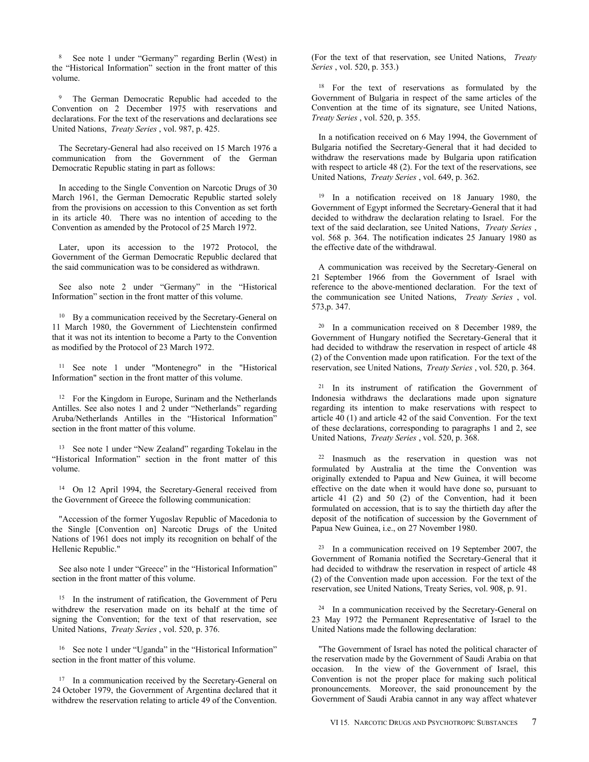[8] See note 1 under "Germany" regarding Berlin (West) in the "Historical Information" section in the front matter of this volume.

[9] The German Democratic Republic had acceded to the Convention on 2 December 1975 with reservations and declarations. For the text of the reservations and declarations see United Nations, *Treaty Series* , vol. 987, p. 425.

The Secretary-General had also received on 15 March 1976 a communication from the Government of the German Democratic Republic stating in part as follows:

In acceding to the Single Convention on Narcotic Drugs of 30 March 1961, the German Democratic Republic started solely from the provisions on accession to this Convention as set forth in its article 40. There was no intention of acceding to the Convention as amended by the Protocol of 25 March 1972.

Later, upon its accession to the 1972 Protocol, the Government of the German Democratic Republic declared that the said communication was to be considered as withdrawn.

See also note 2 under "Germany" in the "Historical Information" section in the front matter of this volume.

[10] By a communication received by the Secretary-General on 11 March 1980, the Government of Liechtenstein confirmed that it was not its intention to become a Party to the Convention as modified by the Protocol of 23 March 1972.

[11] See note 1 under "Montenegro" in the "Historical Information" section in the front matter of this volume.

[12] For the Kingdom in Europe, Surinam and the Netherlands Antilles. See also notes 1 and 2 under "Netherlands" regarding Aruba/Netherlands Antilles in the "Historical Information" section in the front matter of this volume.

[13] See note 1 under "New Zealand" regarding Tokelau in the "Historical Information" section in the front matter of this volume.

[14] On 12 April 1994, the Secretary-General received from the Government of Greece the following communication:

"Accession of the former Yugoslav Republic of Macedonia to the Single [Convention on] Narcotic Drugs of the United Nations of 1961 does not imply its recognition on behalf of the Hellenic Republic."

See also note 1 under "Greece" in the "Historical Information" section in the front matter of this volume.

[15] In the instrument of ratification, the Government of Peru withdrew the reservation made on its behalf at the time of signing the Convention; for the text of that reservation, see United Nations, *Treaty Series* , vol. 520, p. 376.

[16] See note 1 under "Uganda" in the "Historical Information" section in the front matter of this volume.

[17] In a communication received by the Secretary-General on 24 October 1979, the Government of Argentina declared that it withdrew the reservation relating to article 49 of the Convention. (For the text of that reservation, see United Nations, *Treaty Series* , vol. 520, p. 353.)

[18] For the text of reservations as formulated by the Government of Bulgaria in respect of the same articles of the Convention at the time of its signature, see United Nations, *Treaty Series* , vol. 520, p. 355.

In a notification received on 6 May 1994, the Government of Bulgaria notified the Secretary-General that it had decided to withdraw the reservations made by Bulgaria upon ratification with respect to article 48 (2). For the text of the reservations, see United Nations, *Treaty Series* , vol. 649, p. 362.

[19] In a notification received on 18 January 1980, the Government of Egypt informed the Secretary-General that it had decided to withdraw the declaration relating to Israel. For the text of the said declaration, see United Nations, *Treaty Series* , vol. 568 p. 364. The notification indicates 25 January 1980 as the effective date of the withdrawal.

A communication was received by the Secretary-General on 21 September 1966 from the Government of Israel with reference to the above-mentioned declaration. For the text of the communication see United Nations, *Treaty Series* , vol. 573,p. 347.

[20] In a communication received on 8 December 1989, the Government of Hungary notified the Secretary-General that it had decided to withdraw the reservation in respect of article 48 (2) of the Convention made upon ratification. For the text of the reservation, see United Nations, *Treaty Series* , vol. 520, p. 364.

[21] In its instrument of ratification the Government of Indonesia withdraws the declarations made upon signature regarding its intention to make reservations with respect to article 40 (1) and article 42 of the said Convention. For the text of these declarations, corresponding to paragraphs 1 and 2, see United Nations, *Treaty Series* , vol. 520, p. 368.

[22] Inasmuch as the reservation in question was not formulated by Australia at the time the Convention was originally extended to Papua and New Guinea, it will become effective on the date when it would have done so, pursuant to article 41 (2) and 50 (2) of the Convention, had it been formulated on accession, that is to say the thirtieth day after the deposit of the notification of succession by the Government of Papua New Guinea, i.e., on 27 November 1980.

[23] In a communication received on 19 September 2007, the Government of Romania notified the Secretary-General that it had decided to withdraw the reservation in respect of article 48 (2) of the Convention made upon accession. For the text of the reservation, see United Nations, Treaty Series, vol. 908, p. 91.

[24] In a communication received by the Secretary-General on 23 May 1972 the Permanent Representative of Israel to the United Nations made the following declaration:

"The Government of Israel has noted the political character of the reservation made by the Government of Saudi Arabia on that occasion. In the view of the Government of Israel, this Convention is not the proper place for making such political pronouncements. Moreover, the said pronouncement by the Government of Saudi Arabia cannot in any way affect whatever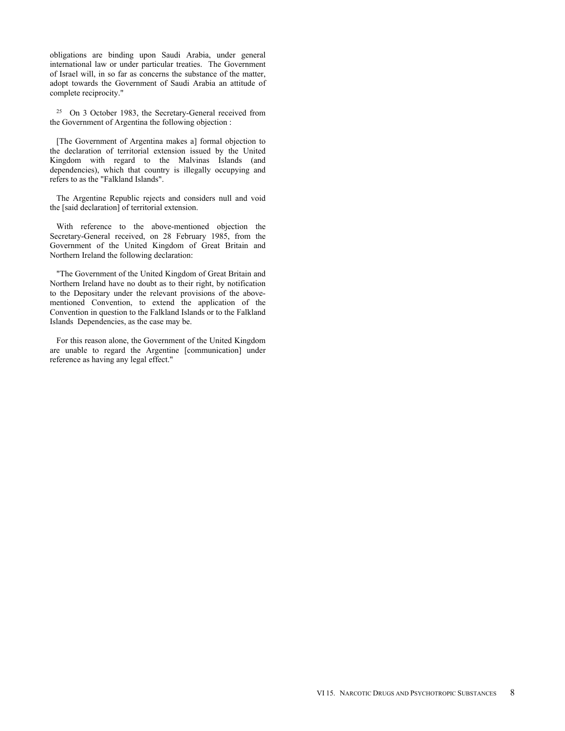obligations are binding upon Saudi Arabia, under general international law or under particular treaties. The Government of Israel will, in so far as concerns the substance of the matter, adopt towards the Government of Saudi Arabia an attitude of complete reciprocity."

[25] On 3 October 1983, the Secretary-General received from the Government of Argentina the following objection :

[The Government of Argentina makes a] formal objection to the declaration of territorial extension issued by the United Kingdom with regard to the Malvinas Islands (and dependencies), which that country is illegally occupying and refers to as the "Falkland Islands".

The Argentine Republic rejects and considers null and void the [said declaration] of territorial extension.

With reference to the above-mentioned objection the Secretary-General received, on 28 February 1985, from the Government of the United Kingdom of Great Britain and Northern Ireland the following declaration:

"The Government of the United Kingdom of Great Britain and Northern Ireland have no doubt as to their right, by notification to the Depositary under the relevant provisions of the above-mentioned Convention, to extend the application of the Convention in question to the Falkland Islands or to the Falkland Islands Dependencies, as the case may be.

For this reason alone, the Government of the United Kingdom are unable to regard the Argentine [communication] under reference as having any legal effect."